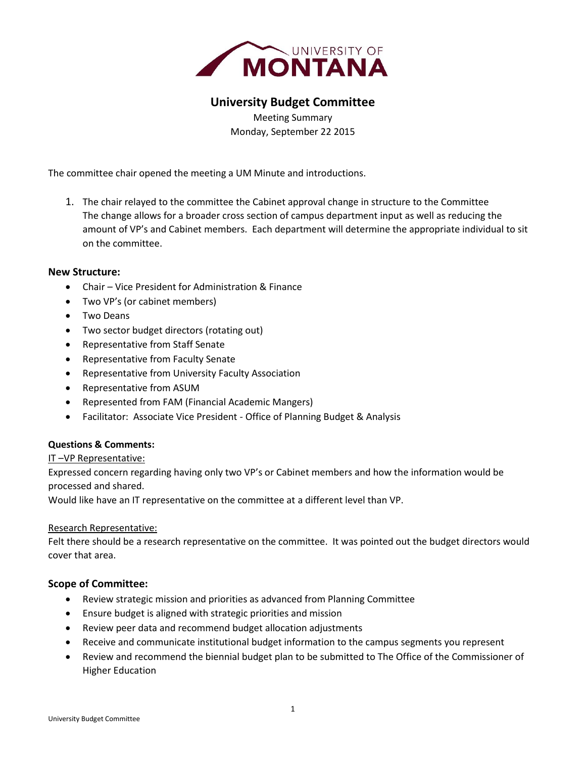# University Budget Committee

Meeting Summary
Monday, September 22 2015

The committee chair opened the meeting a UM Minute and introductions.

1. The chair relayed to the committee the Cabinet approval change in structure to the Committee The change allows for a broader cross section of campus department input as well as reducing the amount of VP's and Cabinet members. Each department will determine the appropriate individual to sit on the committee.

## New Structure:

- Chair – Vice President for Administration & Finance
- Two VP's (or cabinet members)
- Two Deans
- Two sector budget directors (rotating out)
- Representative from Staff Senate
- Representative from Faculty Senate
- Representative from University Faculty Association
- Representative from ASUM
- Represented from FAM (Financial Academic Mangers)
- Facilitator: Associate Vice President - Office of Planning Budget & Analysis

### Questions & Comments:

IT –VP Representative:
Expressed concern regarding having only two VP's or Cabinet members and how the information would be processed and shared.
Would like have an IT representative on the committee at a different level than VP.

Research Representative:
Felt there should be a research representative on the committee. It was pointed out the budget directors would cover that area.

## Scope of Committee:

- Review strategic mission and priorities as advanced from Planning Committee
- Ensure budget is aligned with strategic priorities and mission
- Review peer data and recommend budget allocation adjustments
- Receive and communicate institutional budget information to the campus segments you represent
- Review and recommend the biennial budget plan to be submitted to The Office of the Commissioner of Higher Education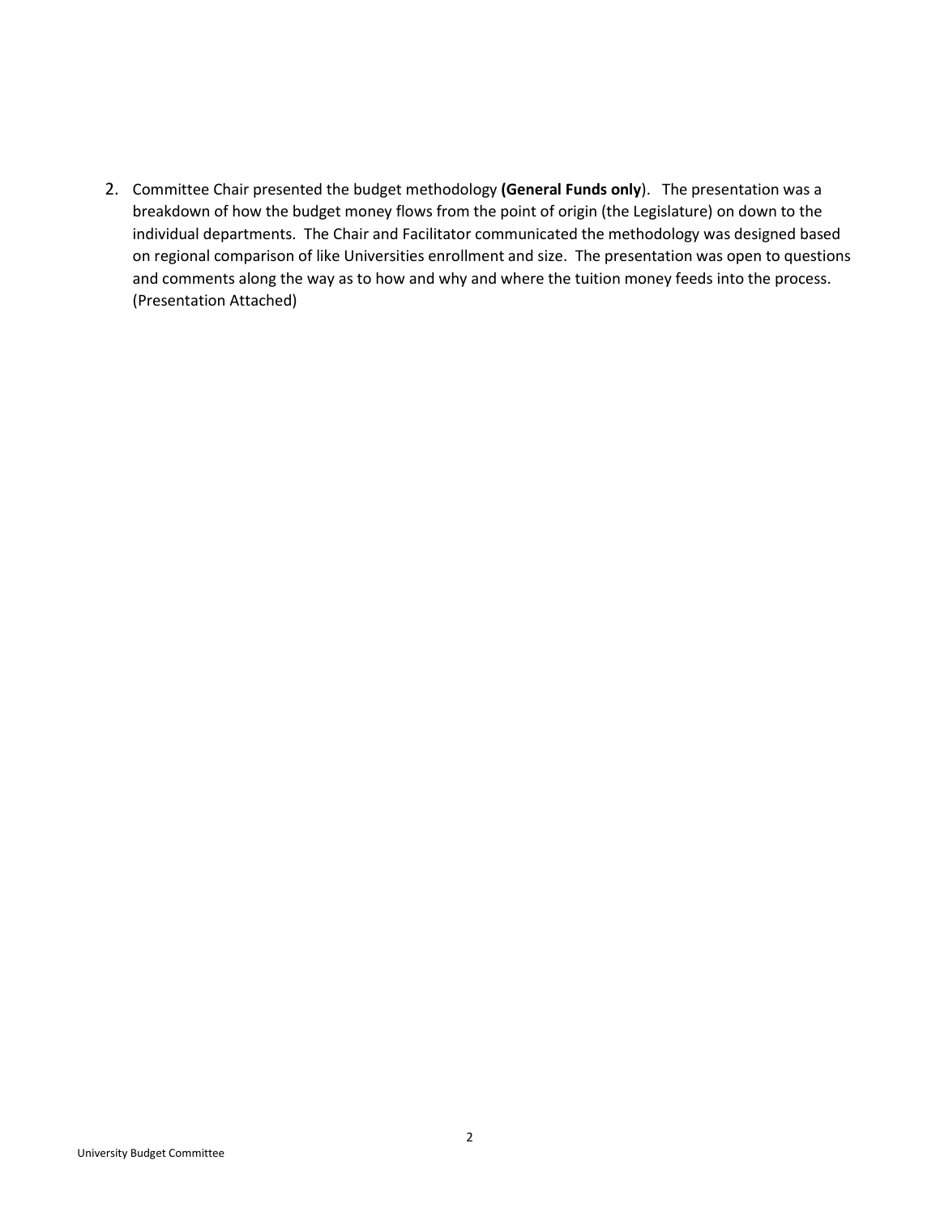2. Committee Chair presented the budget methodology **(General Funds only**). The presentation was a breakdown of how the budget money flows from the point of origin (the Legislature) on down to the individual departments. The Chair and Facilitator communicated the methodology was designed based on regional comparison of like Universities enrollment and size. The presentation was open to questions and comments along the way as to how and why and where the tuition money feeds into the process. (Presentation Attached)